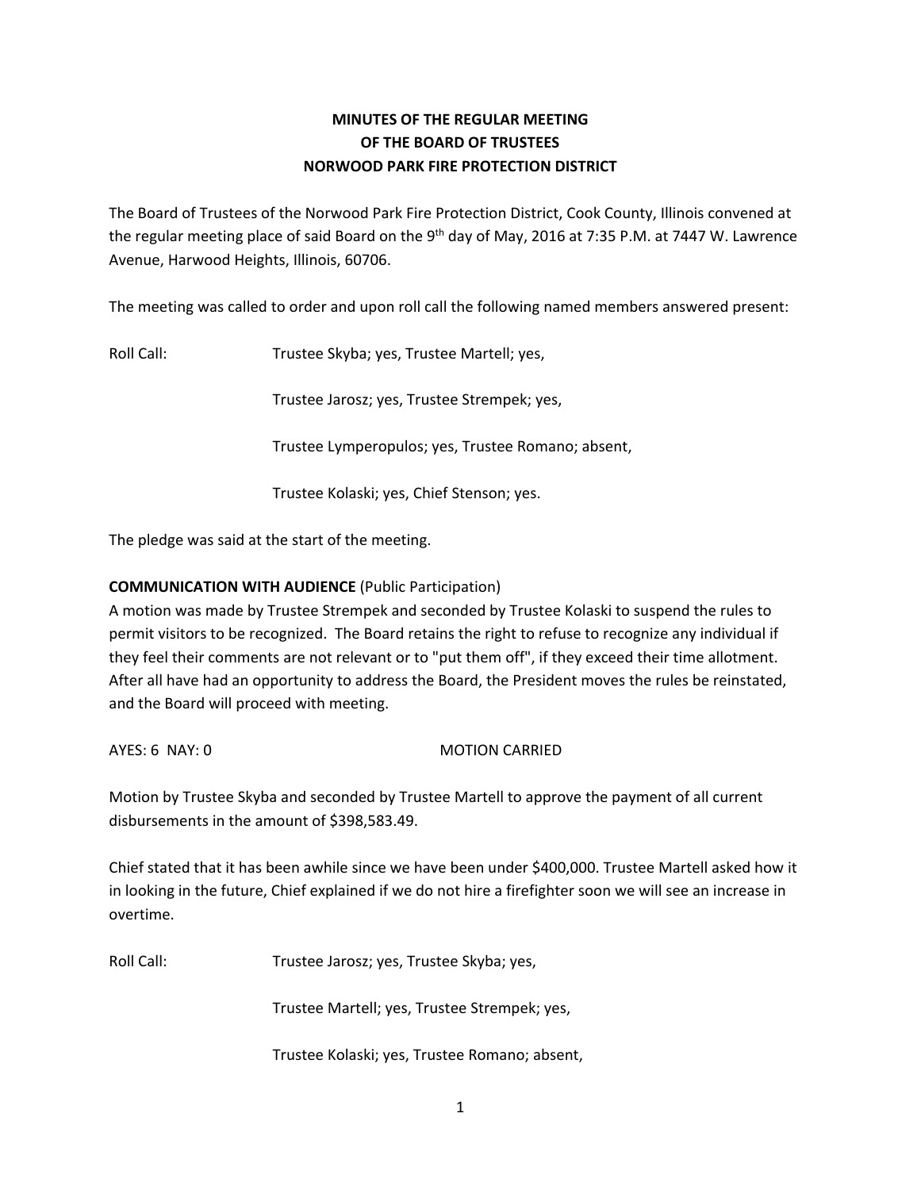# MINUTES OF THE REGULAR MEETING OF THE BOARD OF TRUSTEES NORWOOD PARK FIRE PROTECTION DISTRICT

The Board of Trustees of the Norwood Park Fire Protection District, Cook County, Illinois convened at the regular meeting place of said Board on the 9th day of May, 2016 at 7:35 P.M. at 7447 W. Lawrence Avenue, Harwood Heights, Illinois, 60706.

The meeting was called to order and upon roll call the following named members answered present:

Roll Call: Trustee Skyba; yes, Trustee Martell; yes,

Trustee Jarosz; yes, Trustee Strempek; yes,

Trustee Lymperopulos; yes, Trustee Romano; absent,

Trustee Kolaski; yes, Chief Stenson; yes.

The pledge was said at the start of the meeting.

**COMMUNICATION WITH AUDIENCE** (Public Participation)

A motion was made by Trustee Strempek and seconded by Trustee Kolaski to suspend the rules to permit visitors to be recognized. The Board retains the right to refuse to recognize any individual if they feel their comments are not relevant or to "put them off", if they exceed their time allotment. After all have had an opportunity to address the Board, the President moves the rules be reinstated, and the Board will proceed with meeting.

AYES: 6 NAY: 0 MOTION CARRIED

Motion by Trustee Skyba and seconded by Trustee Martell to approve the payment of all current disbursements in the amount of $398,583.49.

Chief stated that it has been awhile since we have been under $400,000. Trustee Martell asked how it in looking in the future, Chief explained if we do not hire a firefighter soon we will see an increase in overtime.

Roll Call: Trustee Jarosz; yes, Trustee Skyba; yes,

Trustee Martell; yes, Trustee Strempek; yes,

Trustee Kolaski; yes, Trustee Romano; absent,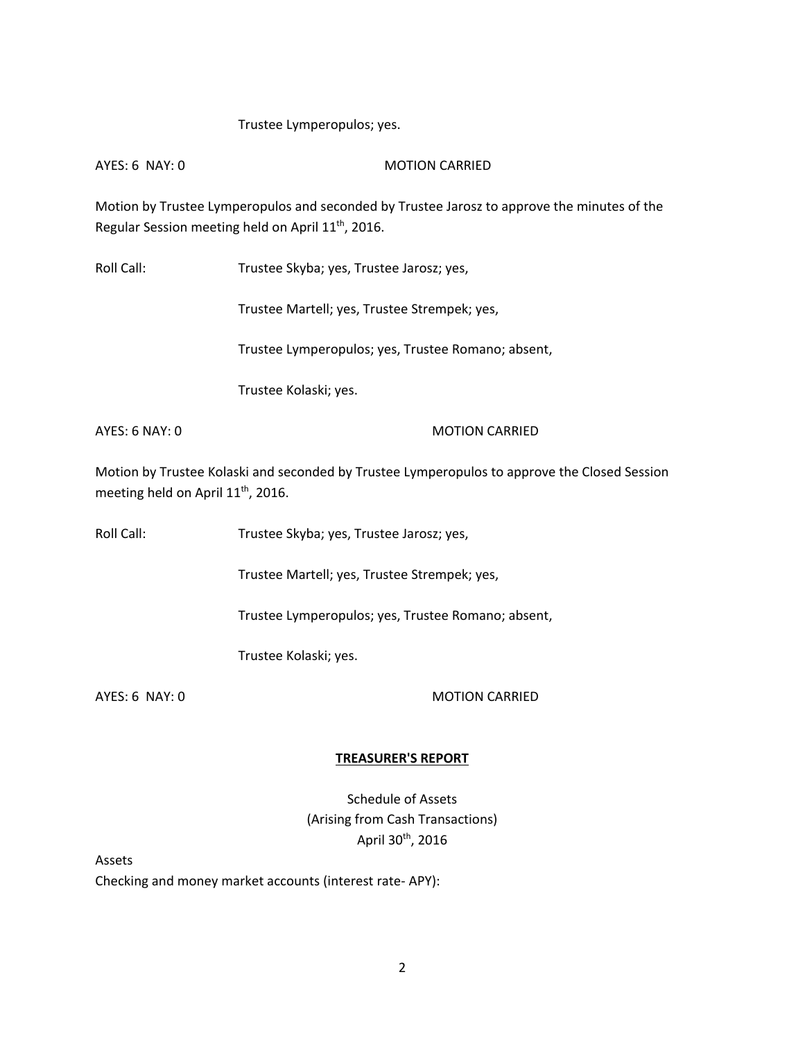Trustee Lymperopulos; yes.

AYES: 6 NAY: 0 MOTION CARRIED

Motion by Trustee Lymperopulos and seconded by Trustee Jarosz to approve the minutes of the Regular Session meeting held on April 11th, 2016.

Roll Call: Trustee Skyba; yes, Trustee Jarosz; yes,

Trustee Martell; yes, Trustee Strempek; yes,

Trustee Lymperopulos; yes, Trustee Romano; absent,

Trustee Kolaski; yes.

AYES: 6 NAY: 0 MOTION CARRIED

Motion by Trustee Kolaski and seconded by Trustee Lymperopulos to approve the Closed Session meeting held on April 11th, 2016.

Roll Call: Trustee Skyba; yes, Trustee Jarosz; yes,

Trustee Martell; yes, Trustee Strempek; yes,

Trustee Lymperopulos; yes, Trustee Romano; absent,

Trustee Kolaski; yes.

AYES: 6 NAY: 0 MOTION CARRIED

## TREASURER'S REPORT

Schedule of Assets
(Arising from Cash Transactions)
April 30th, 2016

Assets

Checking and money market accounts (interest rate- APY):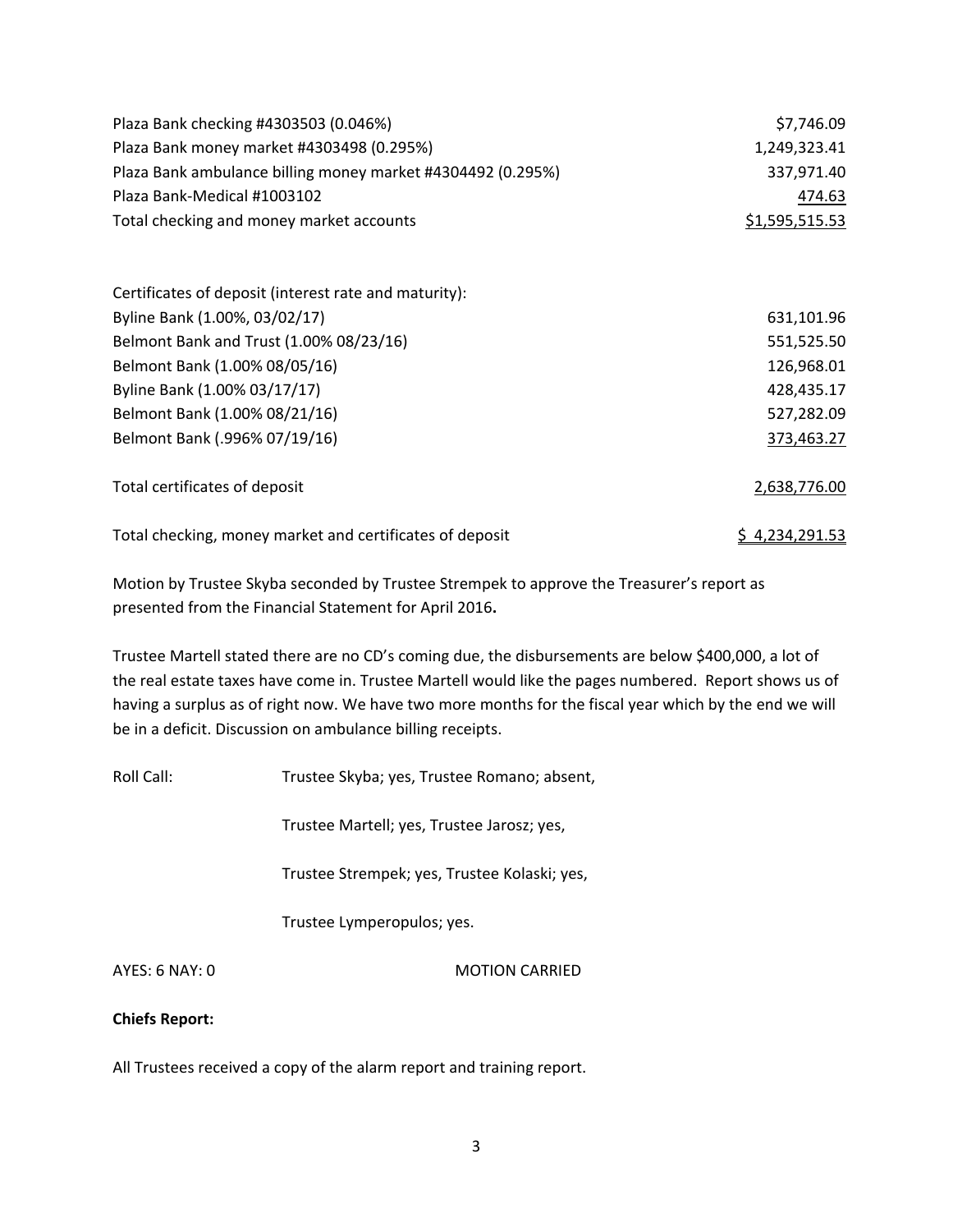| | |
|---|---|
| Plaza Bank checking #4303503 (0.046%) | $7,746.09 |
| Plaza Bank money market #4303498 (0.295%) | 1,249,323.41 |
| Plaza Bank ambulance billing money market #4304492 (0.295%) | 337,971.40 |
| Plaza Bank-Medical #1003102 | 474.63 |
| Total checking and money market accounts | $1,595,515.53 |

| | |
|---|---|
| Certificates of deposit (interest rate and maturity): | |
| Byline Bank (1.00%, 03/02/17) | 631,101.96 |
| Belmont Bank and Trust (1.00% 08/23/16) | 551,525.50 |
| Belmont Bank (1.00% 08/05/16) | 126,968.01 |
| Byline Bank (1.00% 03/17/17) | 428,435.17 |
| Belmont Bank (1.00% 08/21/16) | 527,282.09 |
| Belmont Bank (.996% 07/19/16) | 373,463.27 |
| Total certificates of deposit | 2,638,776.00 |
| Total checking, money market and certificates of deposit | $ 4,234,291.53 |

Motion by Trustee Skyba seconded by Trustee Strempek to approve the Treasurer's report as presented from the Financial Statement for April 2016.

Trustee Martell stated there are no CD's coming due, the disbursements are below $400,000, a lot of the real estate taxes have come in. Trustee Martell would like the pages numbered. Report shows us of having a surplus as of right now. We have two more months for the fiscal year which by the end we will be in a deficit. Discussion on ambulance billing receipts.

Roll Call: Trustee Skyba; yes, Trustee Romano; absent,

Trustee Martell; yes, Trustee Jarosz; yes,

Trustee Strempek; yes, Trustee Kolaski; yes,

Trustee Lymperopulos; yes.

AYES: 6 NAY: 0 MOTION CARRIED

**Chiefs Report:**

All Trustees received a copy of the alarm report and training report.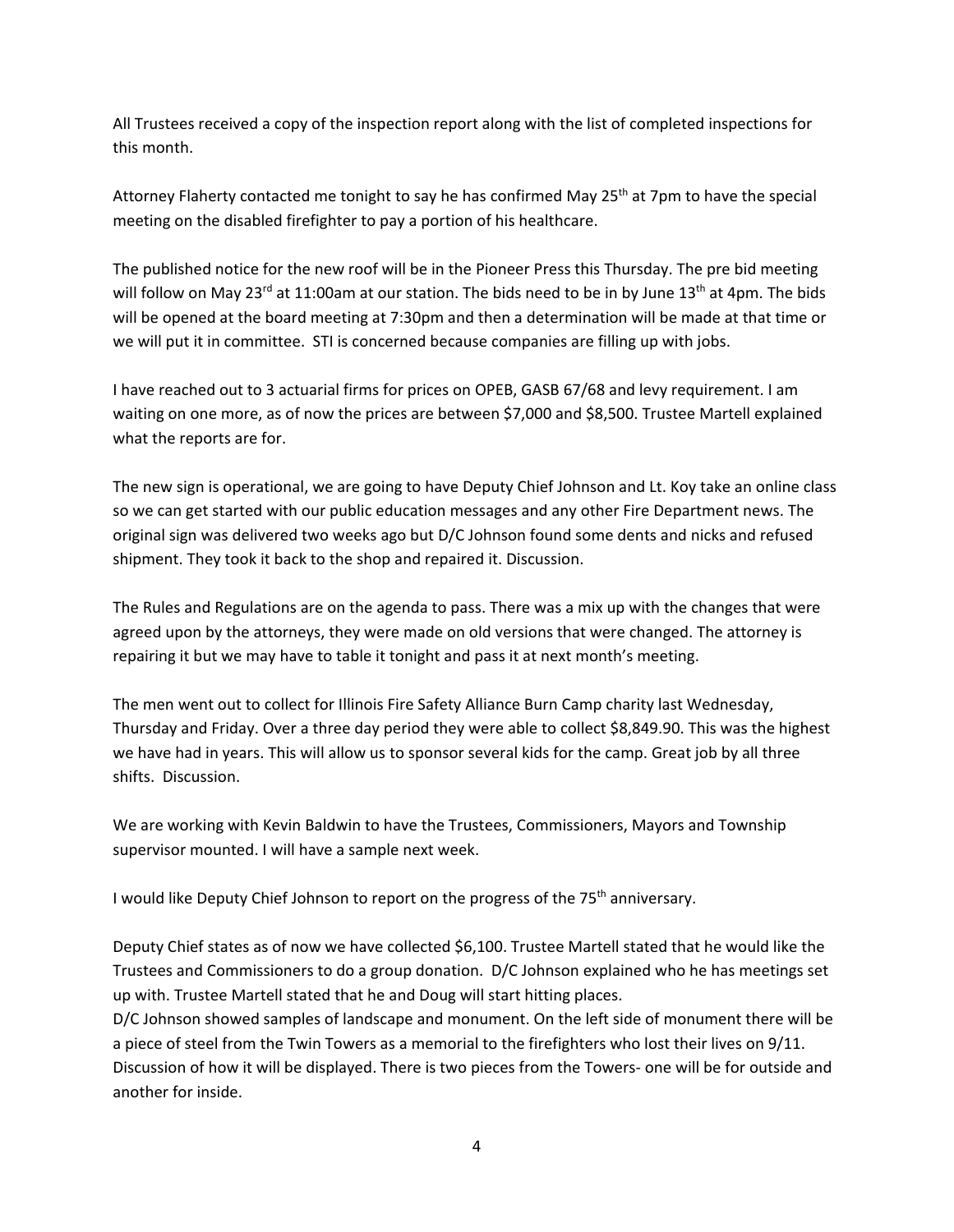All Trustees received a copy of the inspection report along with the list of completed inspections for this month.

Attorney Flaherty contacted me tonight to say he has confirmed May 25th at 7pm to have the special meeting on the disabled firefighter to pay a portion of his healthcare.

The published notice for the new roof will be in the Pioneer Press this Thursday. The pre bid meeting will follow on May 23rd at 11:00am at our station. The bids need to be in by June 13th at 4pm. The bids will be opened at the board meeting at 7:30pm and then a determination will be made at that time or we will put it in committee. STI is concerned because companies are filling up with jobs.

I have reached out to 3 actuarial firms for prices on OPEB, GASB 67/68 and levy requirement. I am waiting on one more, as of now the prices are between $7,000 and $8,500. Trustee Martell explained what the reports are for.

The new sign is operational, we are going to have Deputy Chief Johnson and Lt. Koy take an online class so we can get started with our public education messages and any other Fire Department news. The original sign was delivered two weeks ago but D/C Johnson found some dents and nicks and refused shipment. They took it back to the shop and repaired it. Discussion.

The Rules and Regulations are on the agenda to pass. There was a mix up with the changes that were agreed upon by the attorneys, they were made on old versions that were changed. The attorney is repairing it but we may have to table it tonight and pass it at next month's meeting.

The men went out to collect for Illinois Fire Safety Alliance Burn Camp charity last Wednesday, Thursday and Friday. Over a three day period they were able to collect $8,849.90. This was the highest we have had in years. This will allow us to sponsor several kids for the camp. Great job by all three shifts. Discussion.

We are working with Kevin Baldwin to have the Trustees, Commissioners, Mayors and Township supervisor mounted. I will have a sample next week.

I would like Deputy Chief Johnson to report on the progress of the 75th anniversary.

Deputy Chief states as of now we have collected $6,100. Trustee Martell stated that he would like the Trustees and Commissioners to do a group donation. D/C Johnson explained who he has meetings set up with. Trustee Martell stated that he and Doug will start hitting places.
D/C Johnson showed samples of landscape and monument. On the left side of monument there will be a piece of steel from the Twin Towers as a memorial to the firefighters who lost their lives on 9/11. Discussion of how it will be displayed. There is two pieces from the Towers- one will be for outside and another for inside.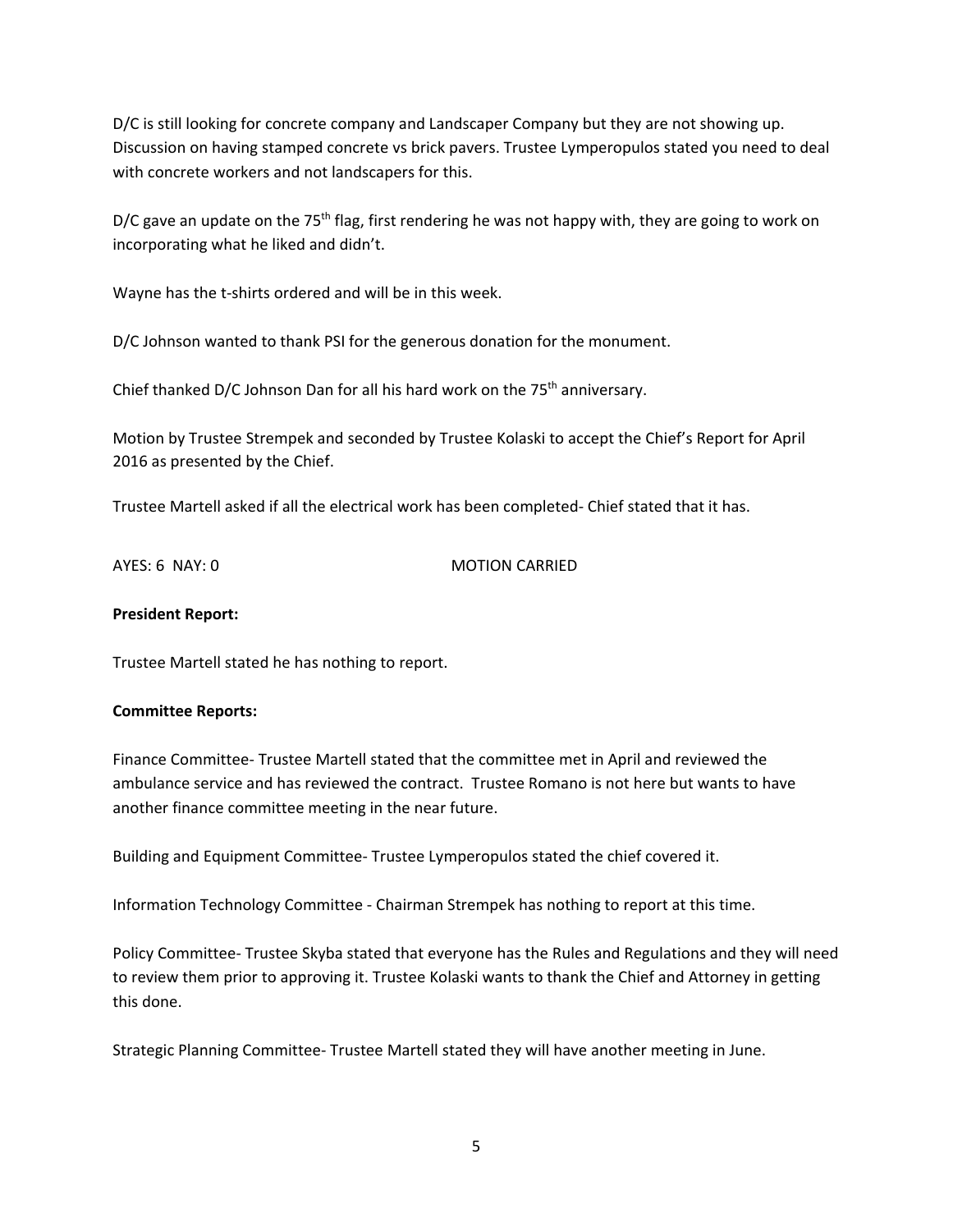D/C is still looking for concrete company and Landscaper Company but they are not showing up. Discussion on having stamped concrete vs brick pavers. Trustee Lymperopulos stated you need to deal with concrete workers and not landscapers for this.

D/C gave an update on the 75th flag, first rendering he was not happy with, they are going to work on incorporating what he liked and didn't.

Wayne has the t-shirts ordered and will be in this week.

D/C Johnson wanted to thank PSI for the generous donation for the monument.

Chief thanked D/C Johnson Dan for all his hard work on the 75th anniversary.

Motion by Trustee Strempek and seconded by Trustee Kolaski to accept the Chief's Report for April 2016 as presented by the Chief.

Trustee Martell asked if all the electrical work has been completed- Chief stated that it has.

AYES: 6 NAY: 0 MOTION CARRIED

**President Report:**

Trustee Martell stated he has nothing to report.

**Committee Reports:**

Finance Committee- Trustee Martell stated that the committee met in April and reviewed the ambulance service and has reviewed the contract. Trustee Romano is not here but wants to have another finance committee meeting in the near future.

Building and Equipment Committee- Trustee Lymperopulos stated the chief covered it.

Information Technology Committee - Chairman Strempek has nothing to report at this time.

Policy Committee- Trustee Skyba stated that everyone has the Rules and Regulations and they will need to review them prior to approving it. Trustee Kolaski wants to thank the Chief and Attorney in getting this done.

Strategic Planning Committee- Trustee Martell stated they will have another meeting in June.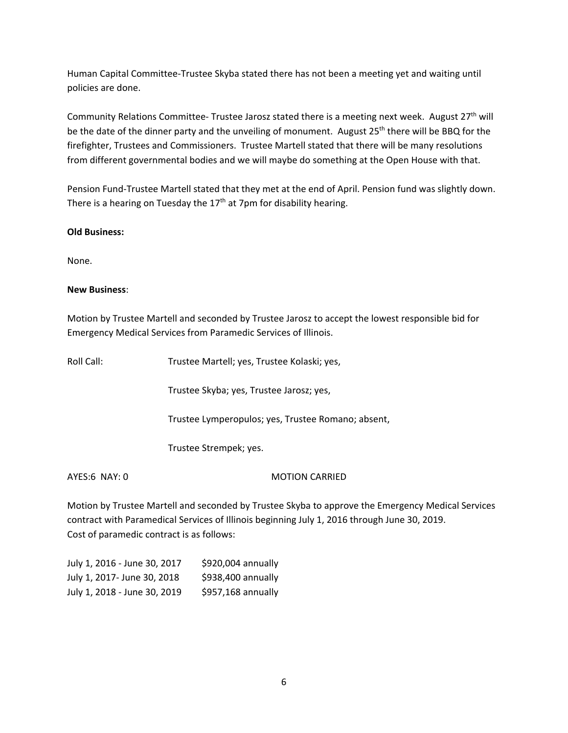Human Capital Committee-Trustee Skyba stated there has not been a meeting yet and waiting until policies are done.

Community Relations Committee- Trustee Jarosz stated there is a meeting next week. August 27th will be the date of the dinner party and the unveiling of monument. August 25th there will be BBQ for the firefighter, Trustees and Commissioners. Trustee Martell stated that there will be many resolutions from different governmental bodies and we will maybe do something at the Open House with that.

Pension Fund-Trustee Martell stated that they met at the end of April. Pension fund was slightly down. There is a hearing on Tuesday the 17th at 7pm for disability hearing.

**Old Business:**

None.

**New Business**:

Motion by Trustee Martell and seconded by Trustee Jarosz to accept the lowest responsible bid for Emergency Medical Services from Paramedic Services of Illinois.

Roll Call: Trustee Martell; yes, Trustee Kolaski; yes,

Trustee Skyba; yes, Trustee Jarosz; yes,

Trustee Lymperopulos; yes, Trustee Romano; absent,

Trustee Strempek; yes.

AYES:6 NAY: 0 MOTION CARRIED

Motion by Trustee Martell and seconded by Trustee Skyba to approve the Emergency Medical Services contract with Paramedical Services of Illinois beginning July 1, 2016 through June 30, 2019.
Cost of paramedic contract is as follows:

| | |
|---|---|
| July 1, 2016 - June 30, 2017 | $920,004 annually |
| July 1, 2017- June 30, 2018 | $938,400 annually |
| July 1, 2018 - June 30, 2019 | $957,168 annually |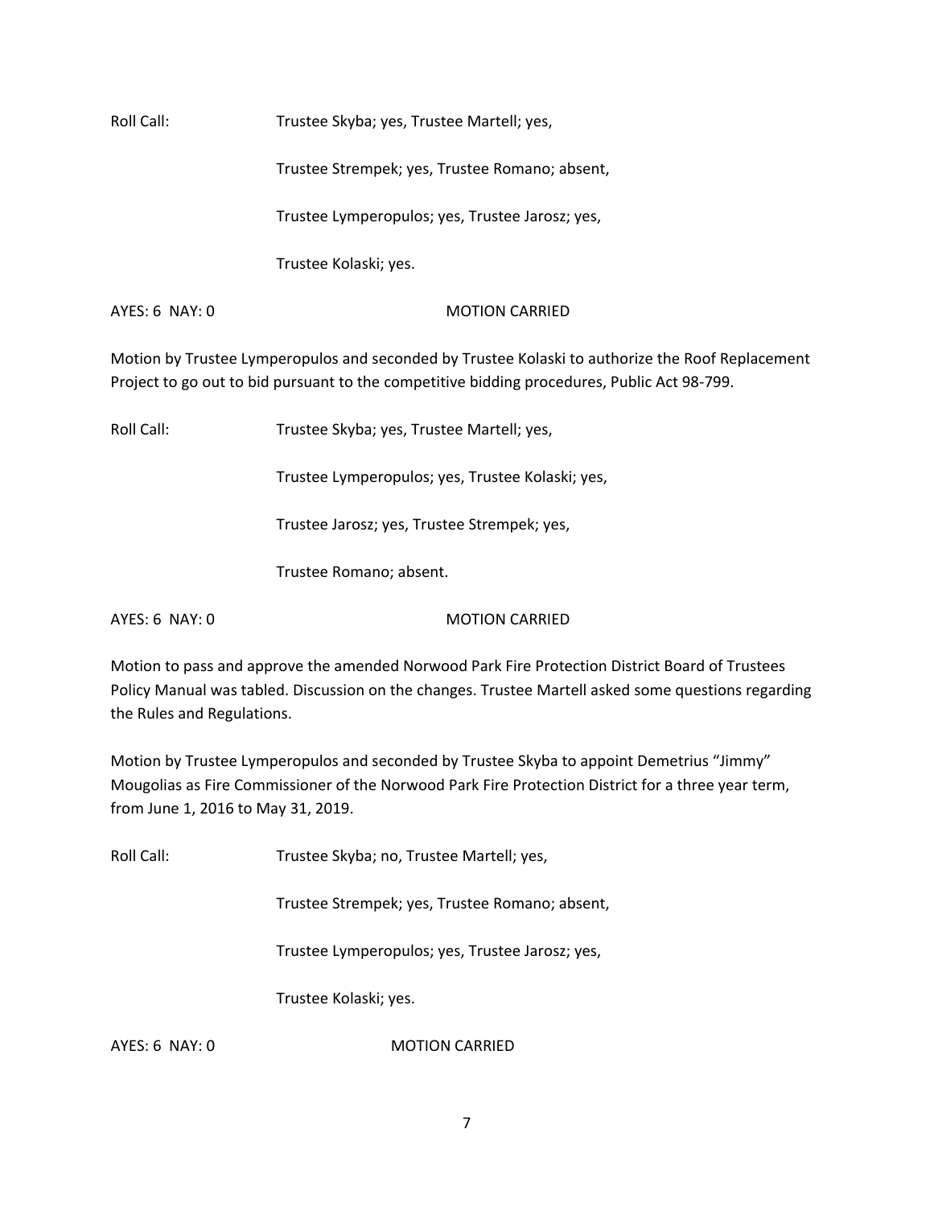Roll Call: Trustee Skyba; yes, Trustee Martell; yes,

Trustee Strempek; yes, Trustee Romano; absent,

Trustee Lymperopulos; yes, Trustee Jarosz; yes,

Trustee Kolaski; yes.

AYES: 6 NAY: 0 MOTION CARRIED

Motion by Trustee Lymperopulos and seconded by Trustee Kolaski to authorize the Roof Replacement Project to go out to bid pursuant to the competitive bidding procedures, Public Act 98-799.

Roll Call: Trustee Skyba; yes, Trustee Martell; yes,

Trustee Lymperopulos; yes, Trustee Kolaski; yes,

Trustee Jarosz; yes, Trustee Strempek; yes,

Trustee Romano; absent.

AYES: 6 NAY: 0 MOTION CARRIED

Motion to pass and approve the amended Norwood Park Fire Protection District Board of Trustees Policy Manual was tabled. Discussion on the changes. Trustee Martell asked some questions regarding the Rules and Regulations.

Motion by Trustee Lymperopulos and seconded by Trustee Skyba to appoint Demetrius "Jimmy" Mougolias as Fire Commissioner of the Norwood Park Fire Protection District for a three year term, from June 1, 2016 to May 31, 2019.

Roll Call: Trustee Skyba; no, Trustee Martell; yes,

Trustee Strempek; yes, Trustee Romano; absent,

Trustee Lymperopulos; yes, Trustee Jarosz; yes,

Trustee Kolaski; yes.

AYES: 6 NAY: 0 MOTION CARRIED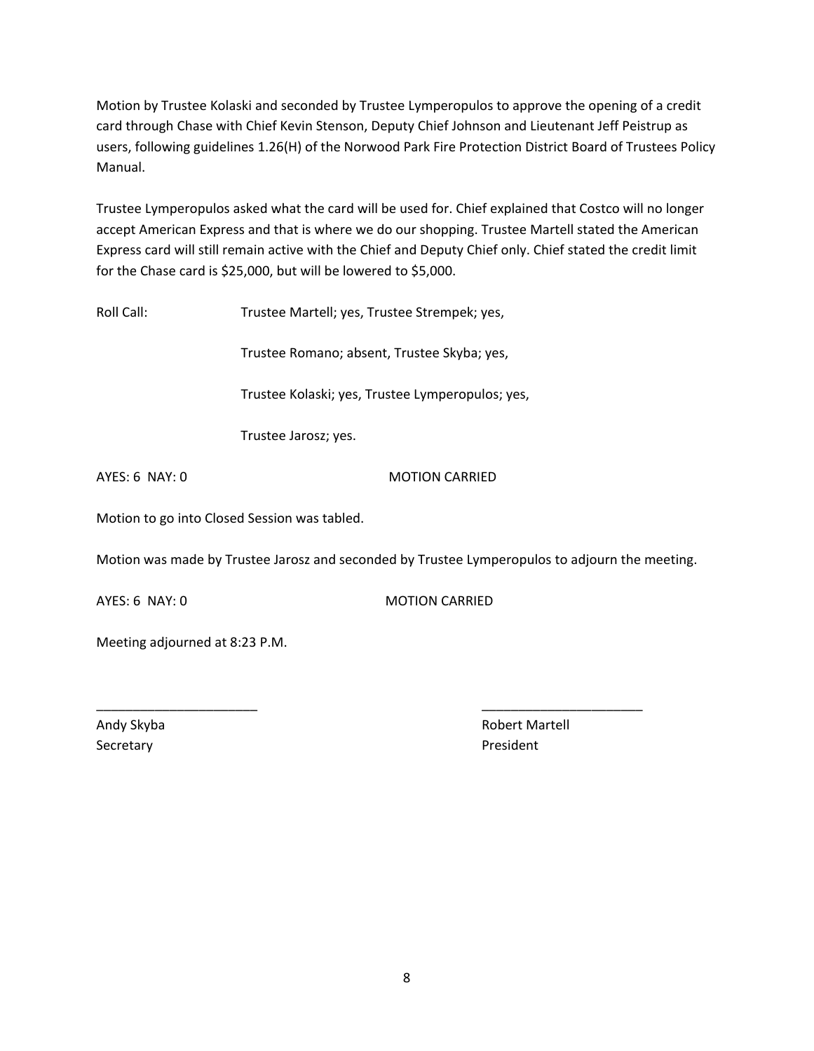Motion by Trustee Kolaski and seconded by Trustee Lymperopulos to approve the opening of a credit card through Chase with Chief Kevin Stenson, Deputy Chief Johnson and Lieutenant Jeff Peistrup as users, following guidelines 1.26(H) of the Norwood Park Fire Protection District Board of Trustees Policy Manual.

Trustee Lymperopulos asked what the card will be used for. Chief explained that Costco will no longer accept American Express and that is where we do our shopping. Trustee Martell stated the American Express card will still remain active with the Chief and Deputy Chief only. Chief stated the credit limit for the Chase card is $25,000, but will be lowered to $5,000.

Roll Call: Trustee Martell; yes, Trustee Strempek; yes,

Trustee Romano; absent, Trustee Skyba; yes,

Trustee Kolaski; yes, Trustee Lymperopulos; yes,

Trustee Jarosz; yes.

AYES: 6 NAY: 0 MOTION CARRIED

Motion to go into Closed Session was tabled.

Motion was made by Trustee Jarosz and seconded by Trustee Lymperopulos to adjourn the meeting.

AYES: 6 NAY: 0 MOTION CARRIED

Meeting adjourned at 8:23 P.M.

______________________ ______________________

Andy Skyba Robert Martell

Secretary President